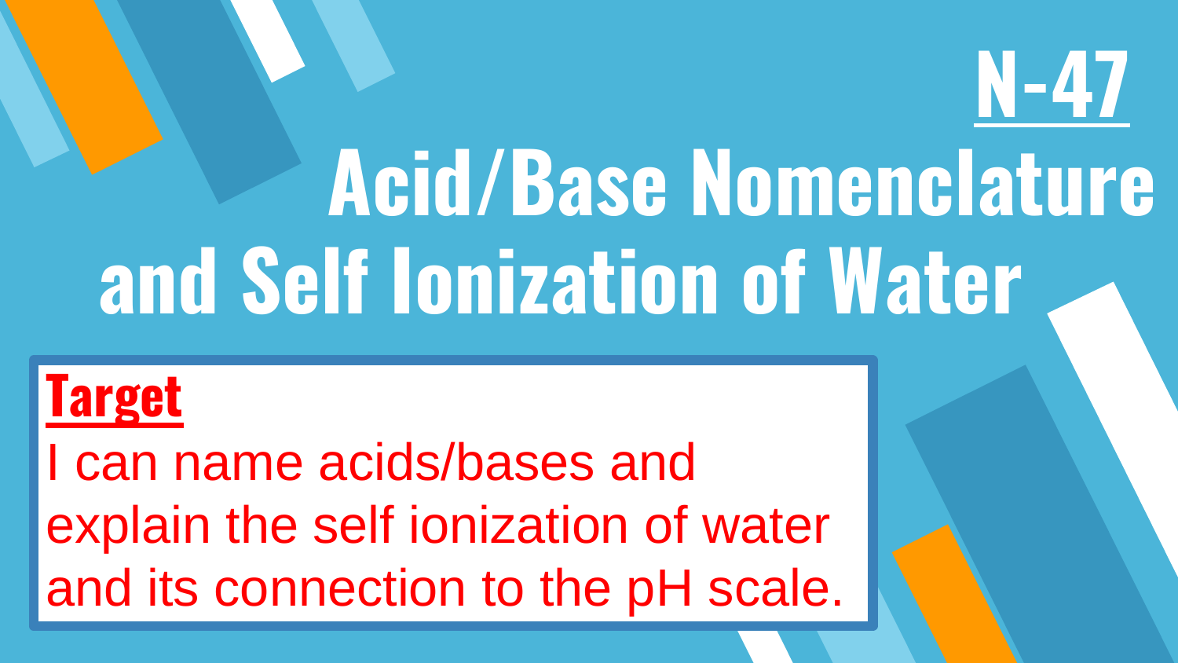# N-47

# Acid/Base Nomenclature and Self Ionization of Water

## Target

I can name acids/bases and explain the self ionization of water and its connection to the pH scale.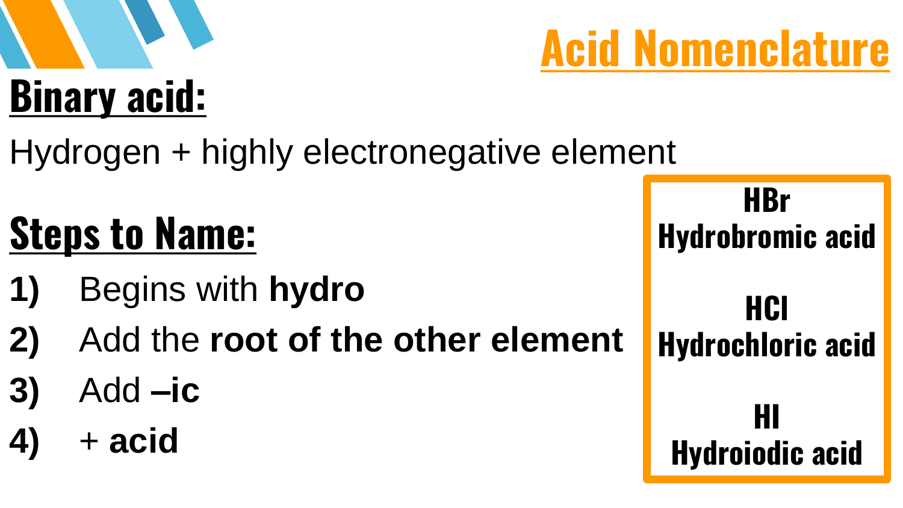# Acid Nomenclature

## Binary acid:

Hydrogen + highly electronegative element

## Steps to Name:

1) Begins with **hydro**
2) Add the **root of the other element**
3) Add **–ic**
4) + **acid**

**HBr**
**Hydrobromic acid**

**HCl**
**Hydrochloric acid**

**HI**
**Hydroiodic acid**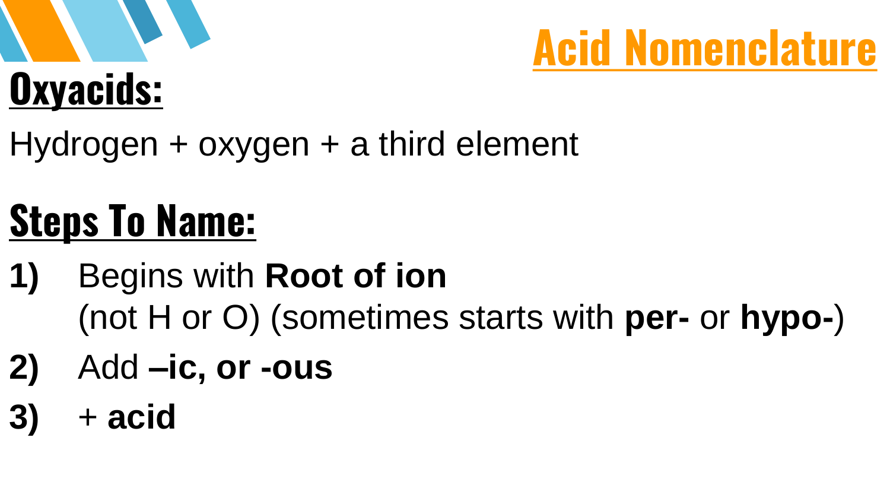# Acid Nomenclature

## Oxyacids:

Hydrogen + oxygen + a third element

## Steps To Name:

1) Begins with **Root of ion** (not H or O) (sometimes starts with **per-** or **hypo-**)
2) Add **–ic, or -ous**
3) + **acid**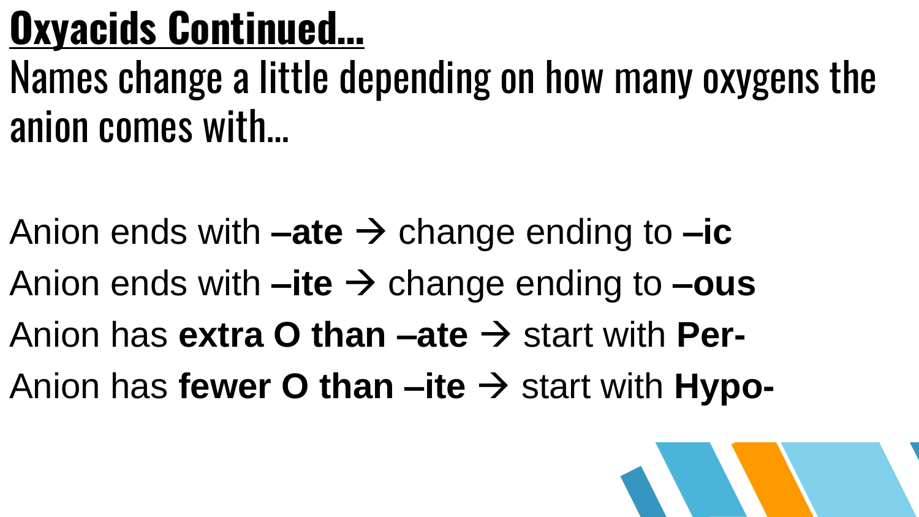# Oxyacids Continued…

Names change a little depending on how many oxygens the anion comes with…

Anion ends with **–ate** → change ending to **–ic**

Anion ends with **–ite** → change ending to **–ous**

Anion has **extra O than –ate** → start with **Per-**

Anion has **fewer O than –ite** → start with **Hypo-**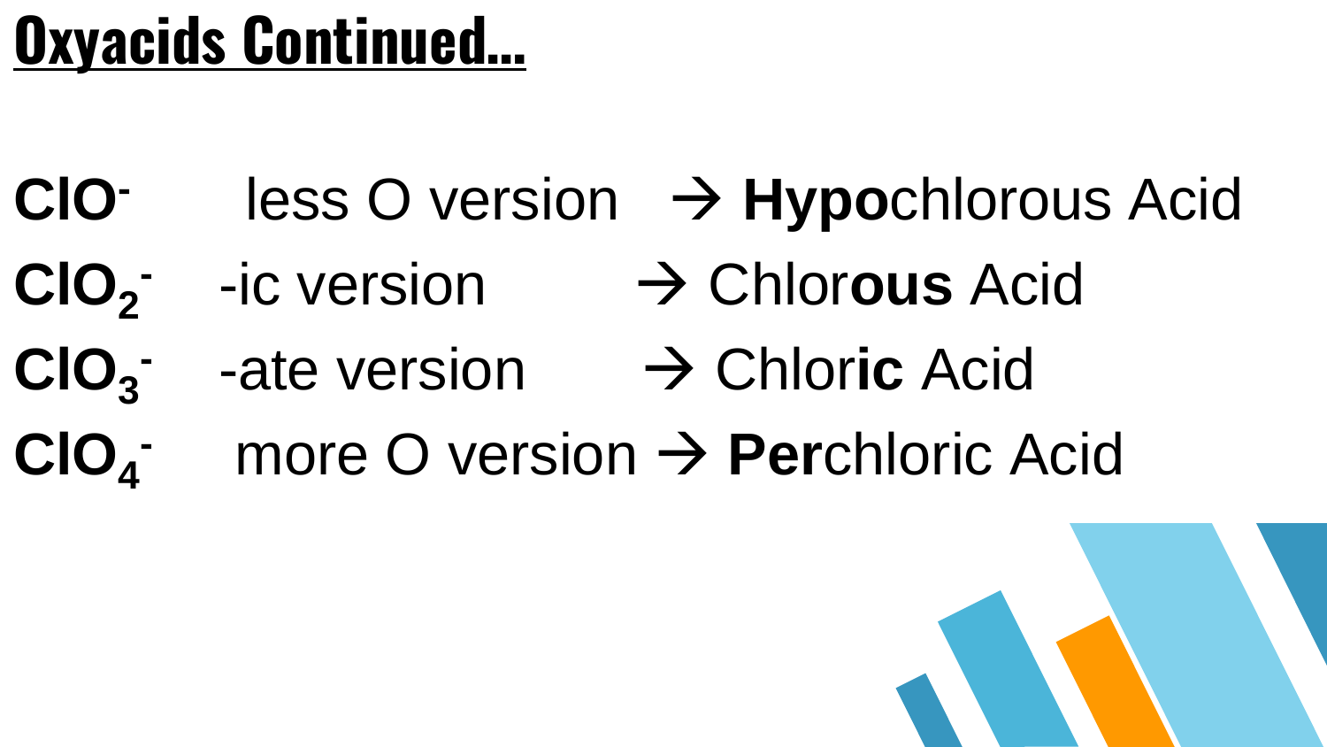# Oxyacids Continued…

$ClO^-$ less O version → **Hypo**chlorous Acid

$ClO_2^-$ -ic version → Chlor**ous** Acid

$ClO_3^-$ -ate version → Chlor**ic** Acid

$ClO_4^-$ more O version → **Per**chloric Acid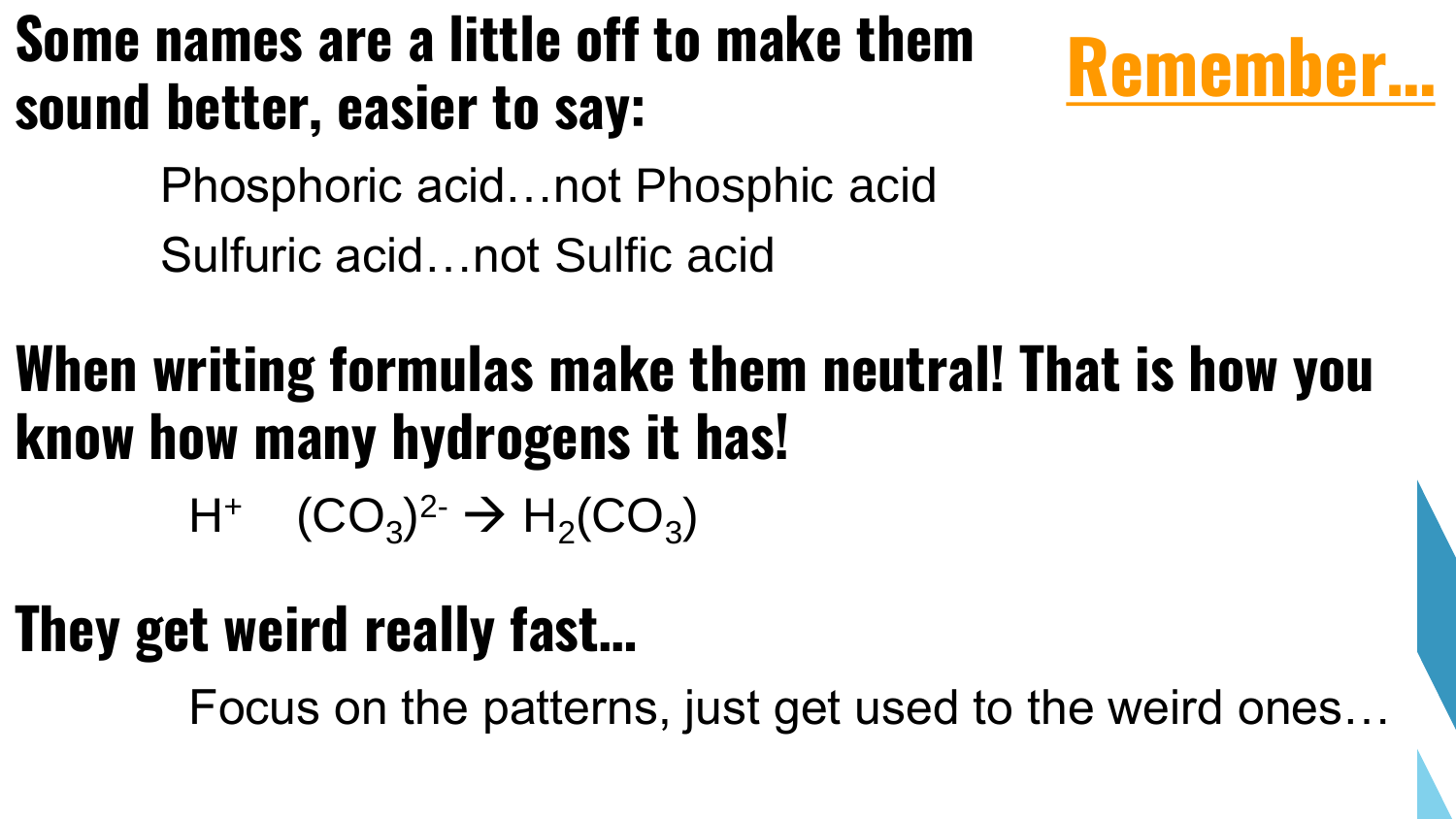## Remember…

**Some names are a little off to make them sound better, easier to say:**

Phosphoric acid…not Phosphic acid

Sulfuric acid…not Sulfic acid

**When writing formulas make them neutral! That is how you know how many hydrogens it has!**

$H^+$ $(CO_3)^{2-} \rightarrow H_2(CO_3)$

**They get weird really fast…**

Focus on the patterns, just get used to the weird ones…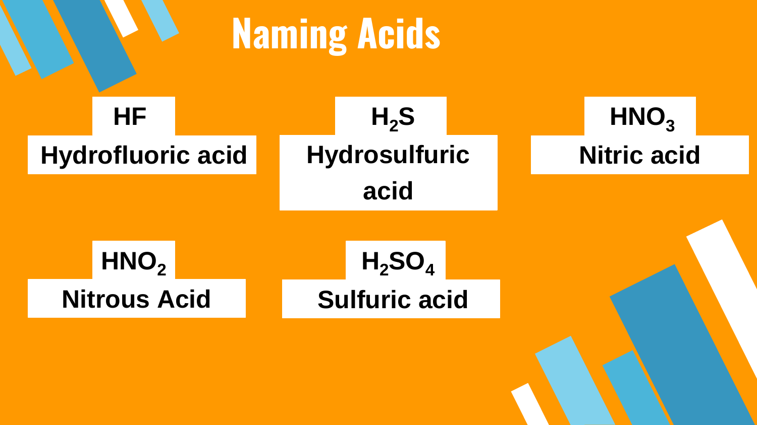# Naming Acids

**$HF$**
**Hydrofluoric acid**

**$H_2S$**
**Hydrosulfuric acid**

**$HNO_3$**
**Nitric acid**

**$HNO_2$**
**Nitrous Acid**

**$H_2SO_4$**
**Sulfuric acid**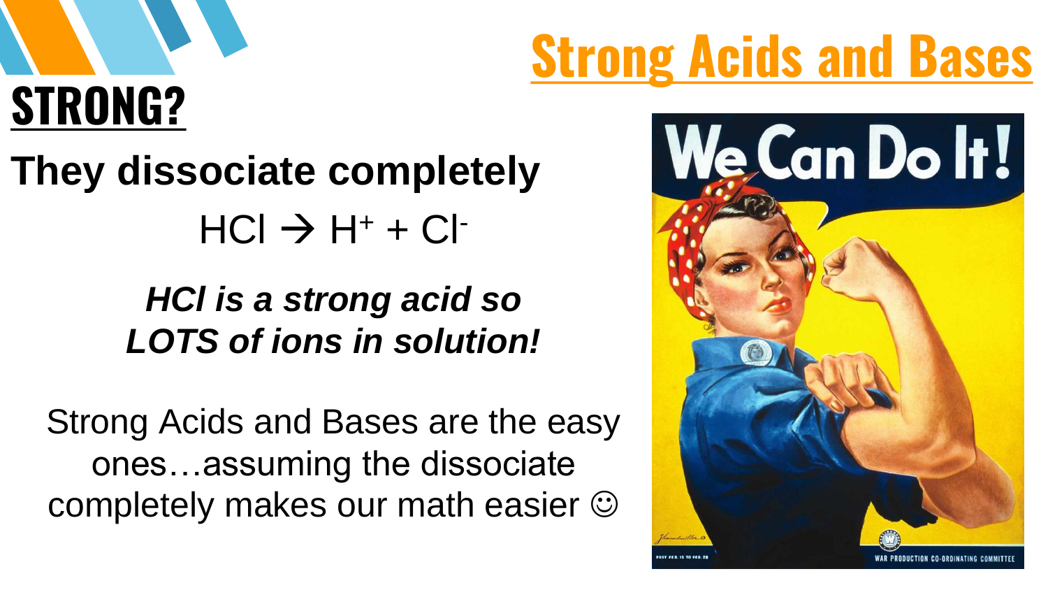# Strong Acids and Bases

## STRONG?

**They dissociate completely**

$$HCl \rightarrow H^+ + Cl^-$$

***HCl is a strong acid so LOTS of ions in solution!***

Strong Acids and Bases are the easy ones…assuming the dissociate completely makes our math easier ☺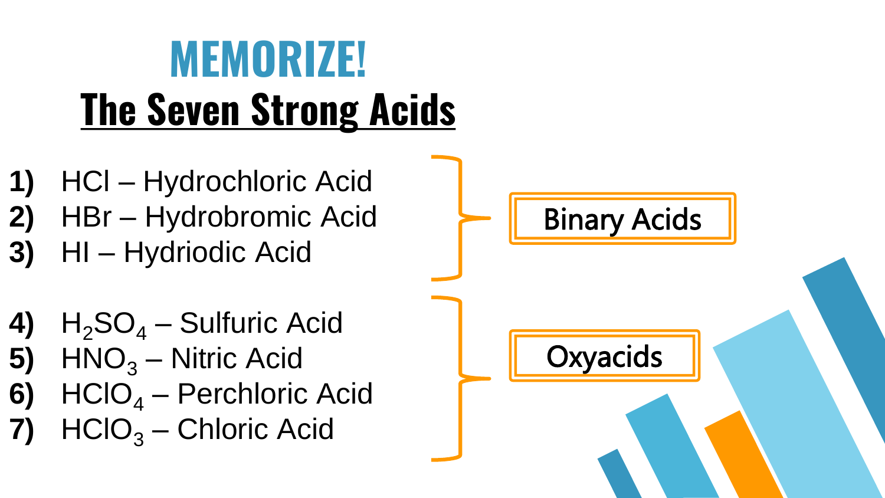# MEMORIZE!

## The Seven Strong Acids

1) $HCl$ – Hydrochloric Acid
2) $HBr$ – Hydrobromic Acid
3) $HI$ – Hydriodic Acid

**Binary Acids**

4) $H_2SO_4$ – Sulfuric Acid
5) $HNO_3$ – Nitric Acid
6) $HClO_4$ – Perchloric Acid
7) $HClO_3$ – Chloric Acid

**Oxyacids**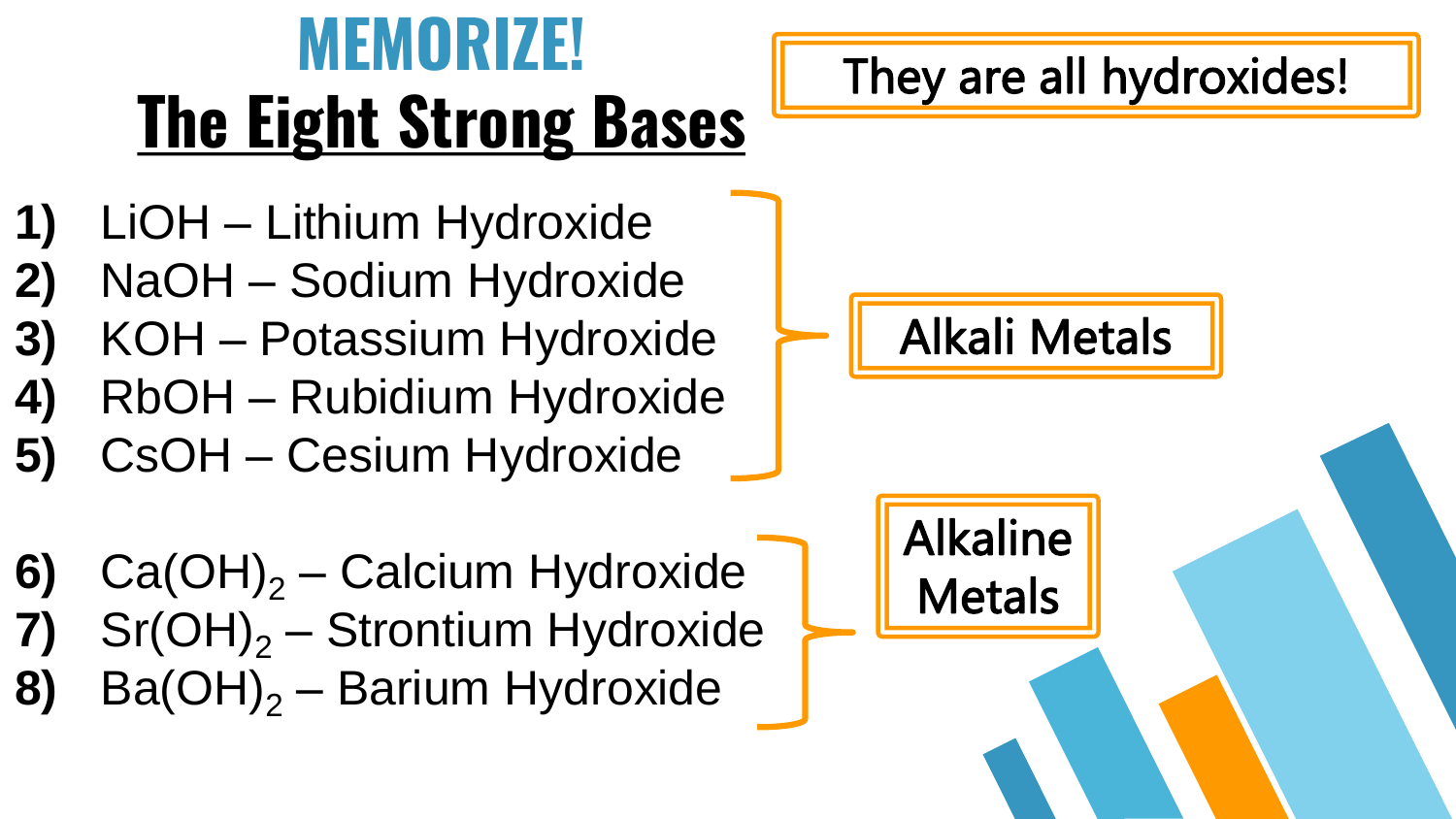# MEMORIZE!

## The Eight Strong Bases

They are all hydroxides!

**Alkali Metals**

1) LiOH – Lithium Hydroxide
2) NaOH – Sodium Hydroxide
3) KOH – Potassium Hydroxide
4) RbOH – Rubidium Hydroxide
5) CsOH – Cesium Hydroxide

**Alkaline Metals**

6) $Ca(OH)_2$ – Calcium Hydroxide
7) $Sr(OH)_2$ – Strontium Hydroxide
8) $Ba(OH)_2$ – Barium Hydroxide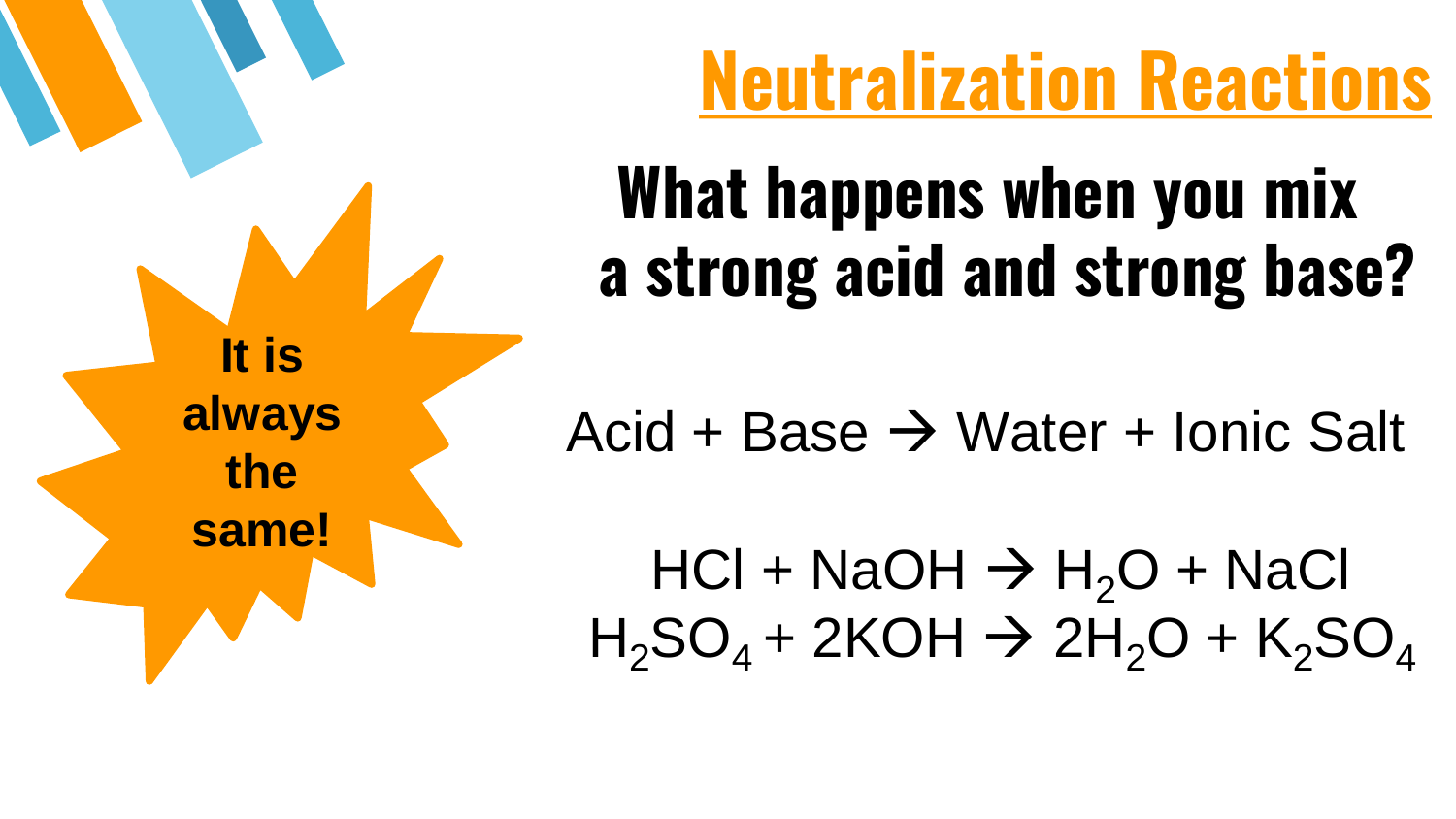# Neutralization Reactions

## What happens when you mix a strong acid and strong base?

**It is always the same!**

Acid + Base → Water + Ionic Salt

$$HCl + NaOH \rightarrow H_2O + NaCl$$

$$H_2SO_4 + 2KOH \rightarrow 2H_2O + K_2SO_4$$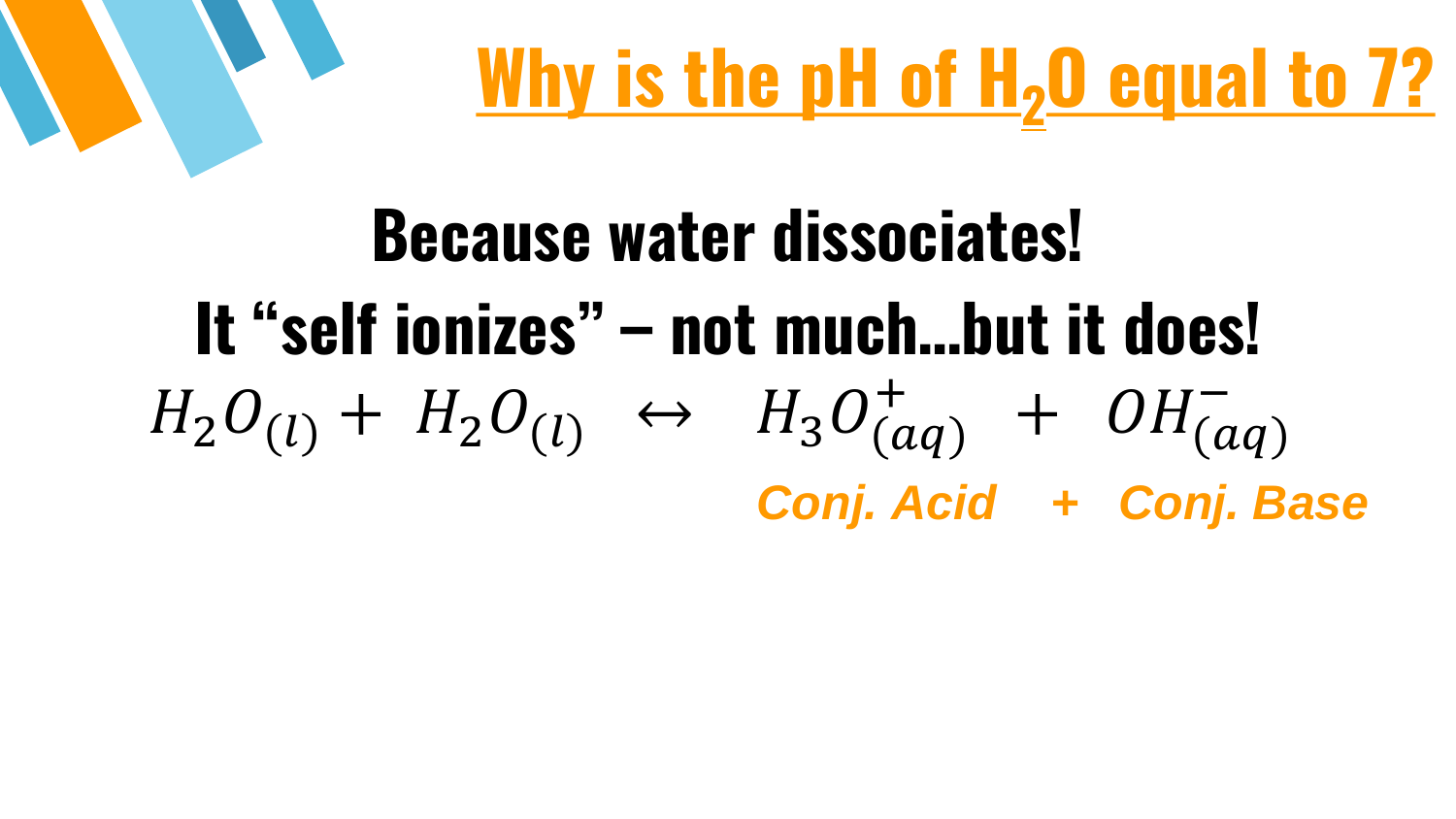# Why is the pH of $H_2O$ equal to 7?

**Because water dissociates!**

**It “self ionizes” – not much…but it does!**

$$H_2O_{(l)} + H_2O_{(l)} \leftrightarrow H_3O^+_{(aq)} + OH^-_{(aq)}$$

***Conj. Acid + Conj. Base***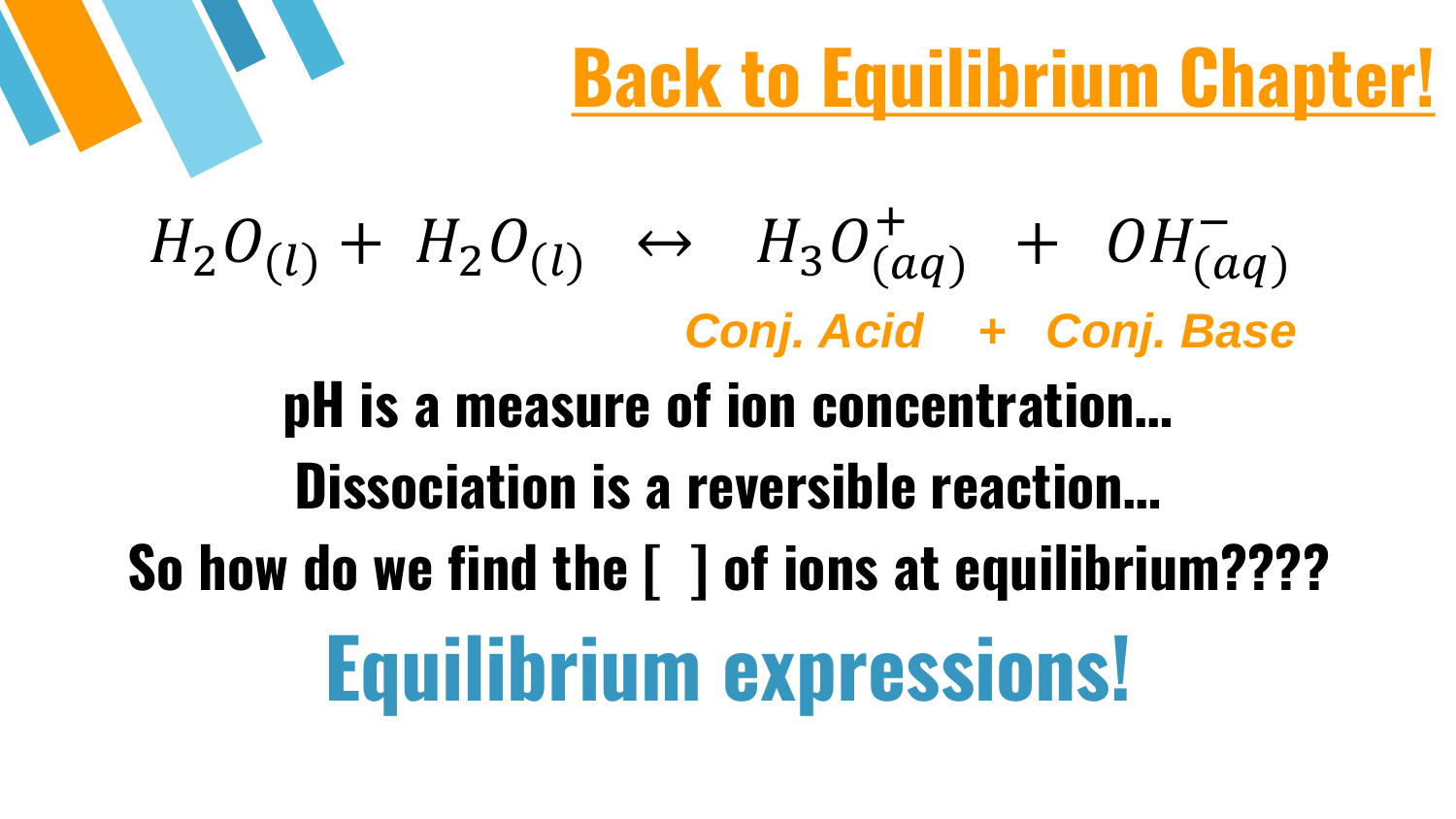# Back to Equilibrium Chapter!

$$H_2O_{(l)} + H_2O_{(l)} \leftrightarrow H_3O^+_{(aq)} + OH^-_{(aq)}$$

*Conj. Acid + Conj. Base*

**pH is a measure of ion concentration…**

**Dissociation is a reversible reaction…**

**So how do we find the [ ] of ions at equilibrium????**

## Equilibrium expressions!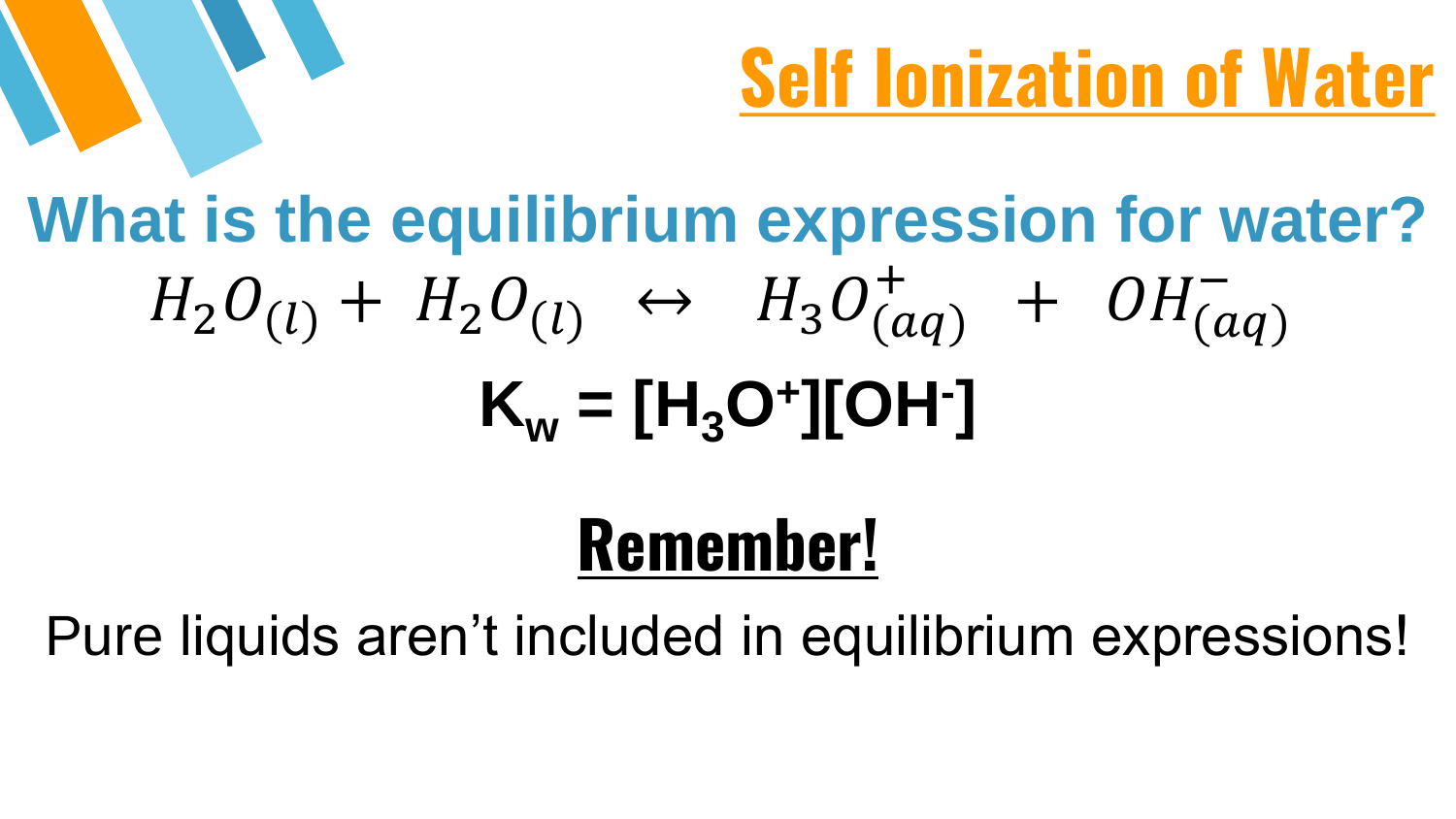# Self Ionization of Water

## What is the equilibrium expression for water?

$$H_2O_{(l)} + H_2O_{(l)} \leftrightarrow H_3O^+_{(aq)} + OH^-_{(aq)}$$

$$K_w = [H_3O^+][OH^-]$$

## Remember!

Pure liquids aren't included in equilibrium expressions!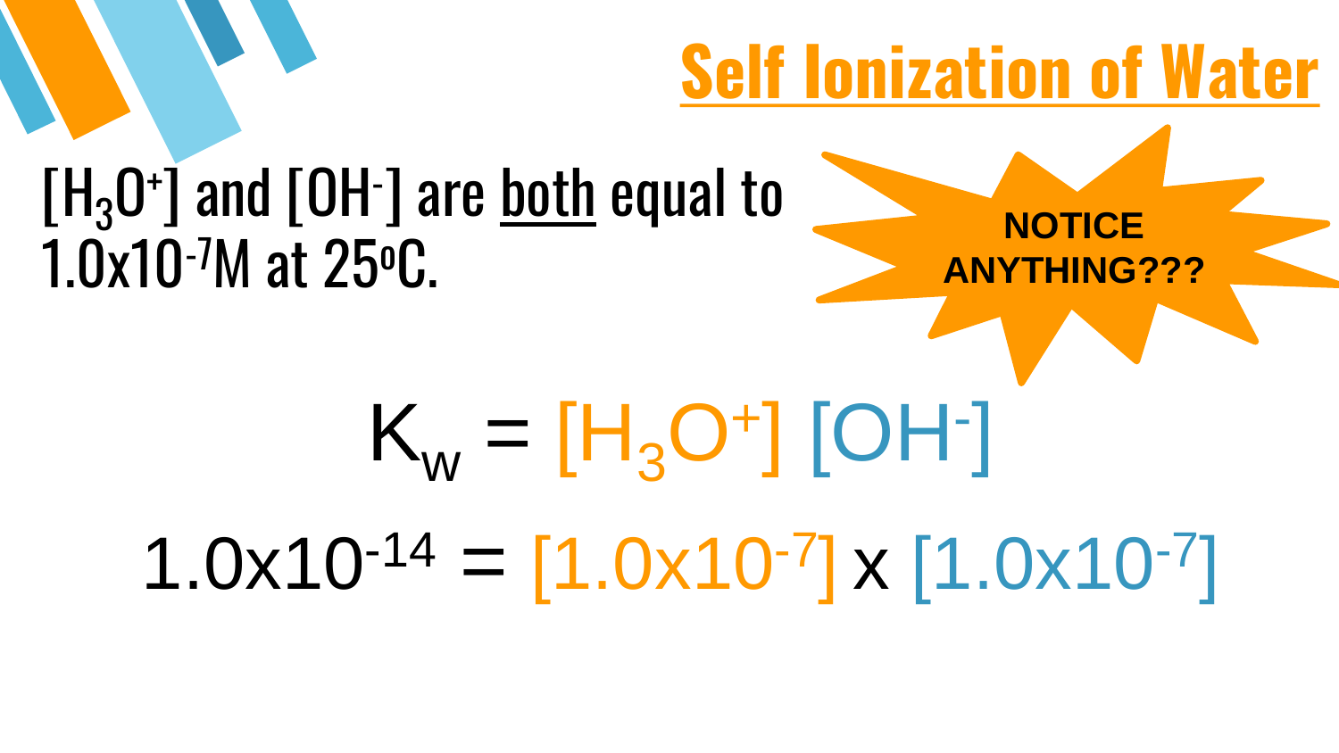# Self Ionization of Water

$[H_3O^+]$ and $[OH^-]$ are <u>both</u> equal to $1.0 \times 10^{-7}$M at 25°C.

**NOTICE ANYTHING???**

$$K_w = [H_3O^+] [OH^-]$$

$$1.0 \times 10^{-14} = [1.0 \times 10^{-7}] \times [1.0 \times 10^{-7}]$$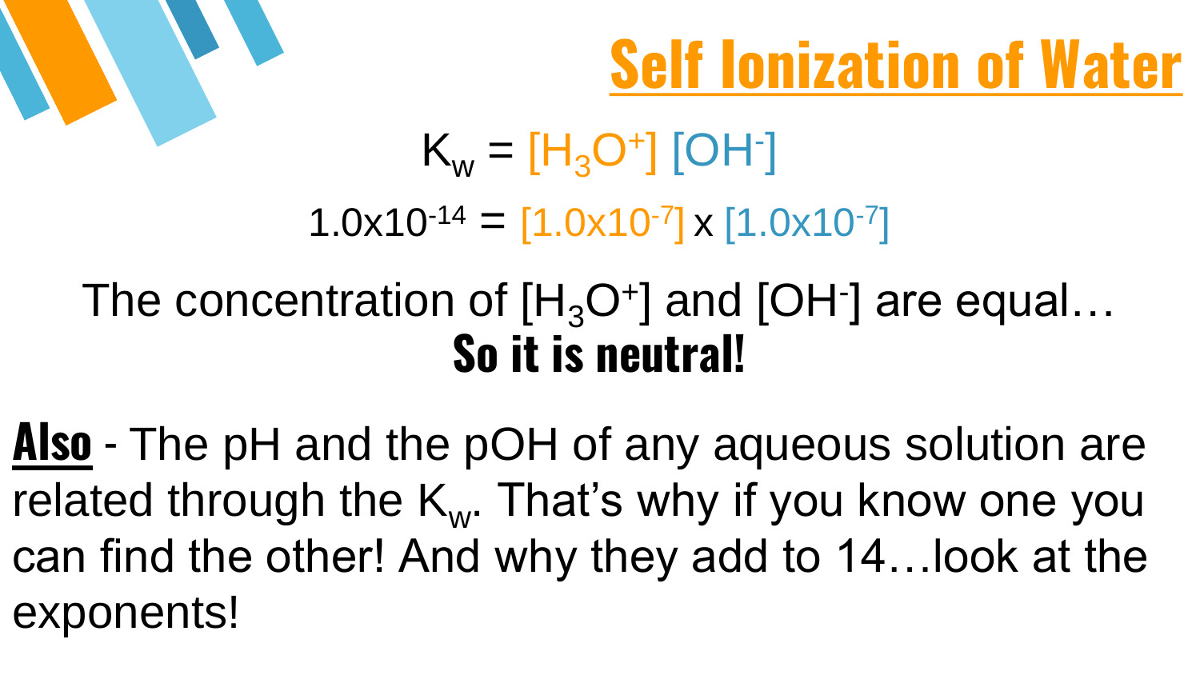# Self Ionization of Water

$$K_w = [H_3O^+] [OH^-]$$

$$1.0x10^{-14} = [1.0x10^{-7}] \times [1.0x10^{-7}]$$

The concentration of $[H_3O^+]$ and $[OH^-]$ are equal…

**So it is neutral!**

**Also** - The pH and the pOH of any aqueous solution are related through the $K_w$. That's why if you know one you can find the other! And why they add to 14…look at the exponents!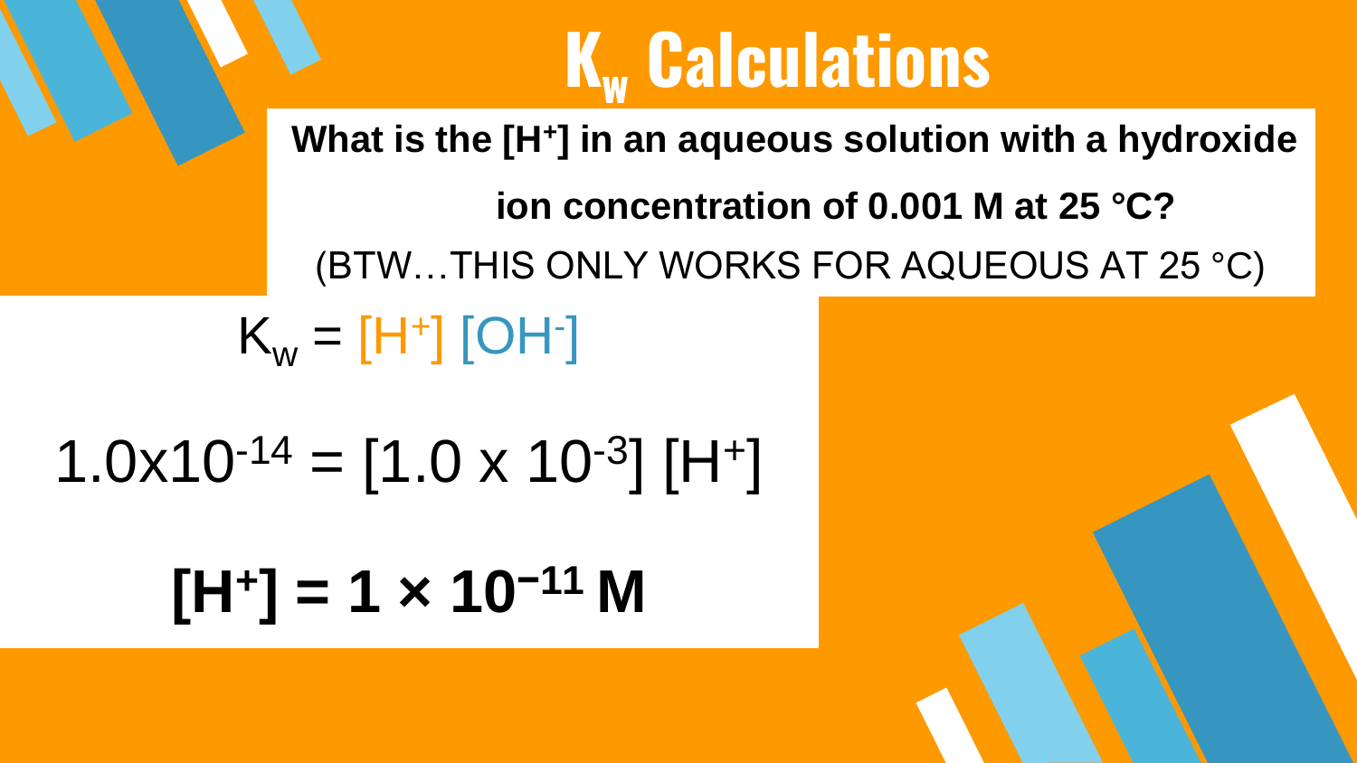# $K_w$ Calculations

**What is the [$H^+$] in an aqueous solution with a hydroxide ion concentration of 0.001 M at 25 °C?**

(BTW…THIS ONLY WORKS FOR AQUEOUS AT 25 °C)

$$K_w = [H^+]\,[OH^-]$$

$$1.0\times10^{-14} = [1.0 \times 10^{-3}]\,[H^+]$$

$$\mathbf{[H^+] = 1 \times 10^{-11}\ M}$$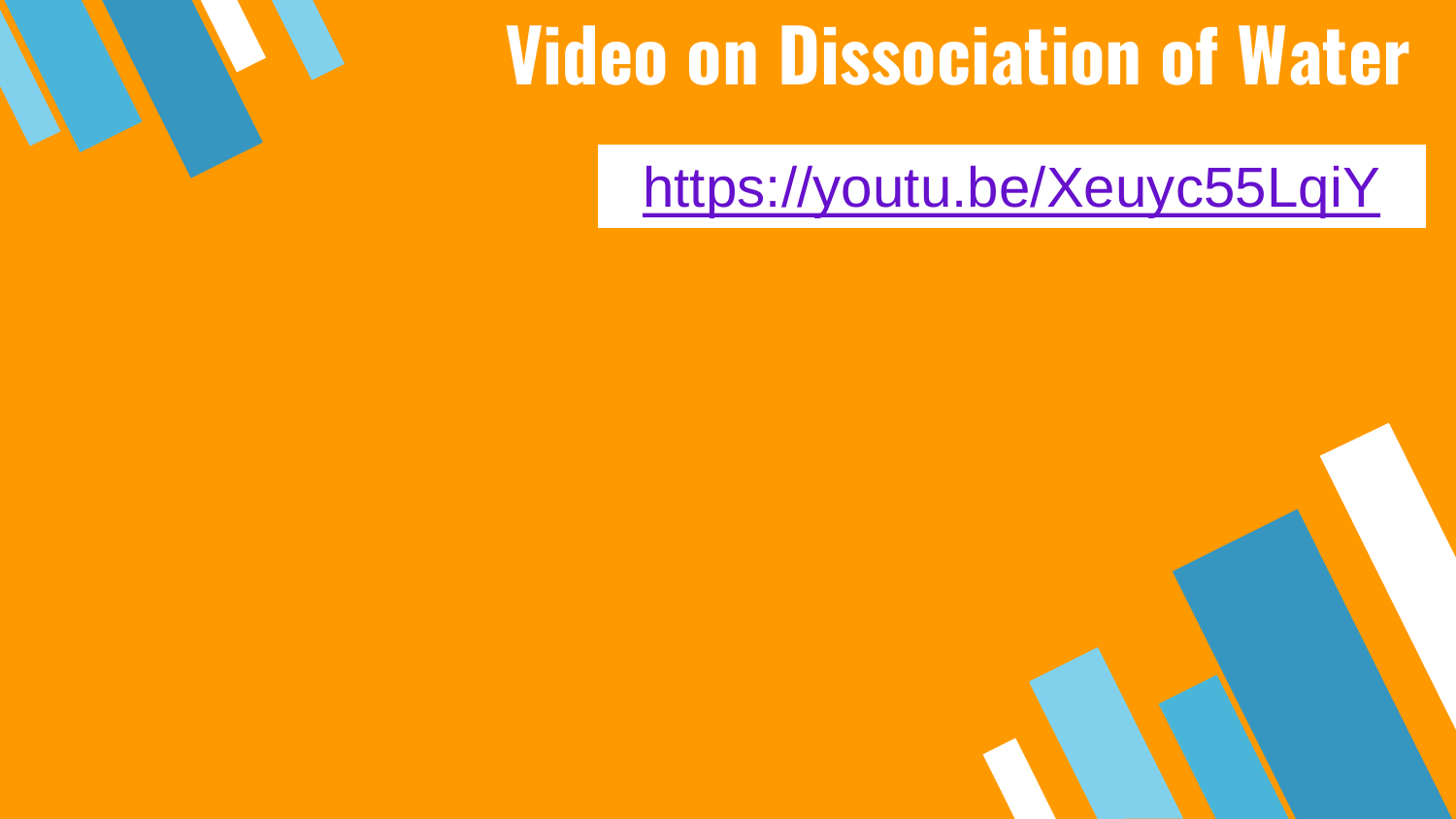# Video on Dissociation of Water

https://youtu.be/Xeuyc55LqiY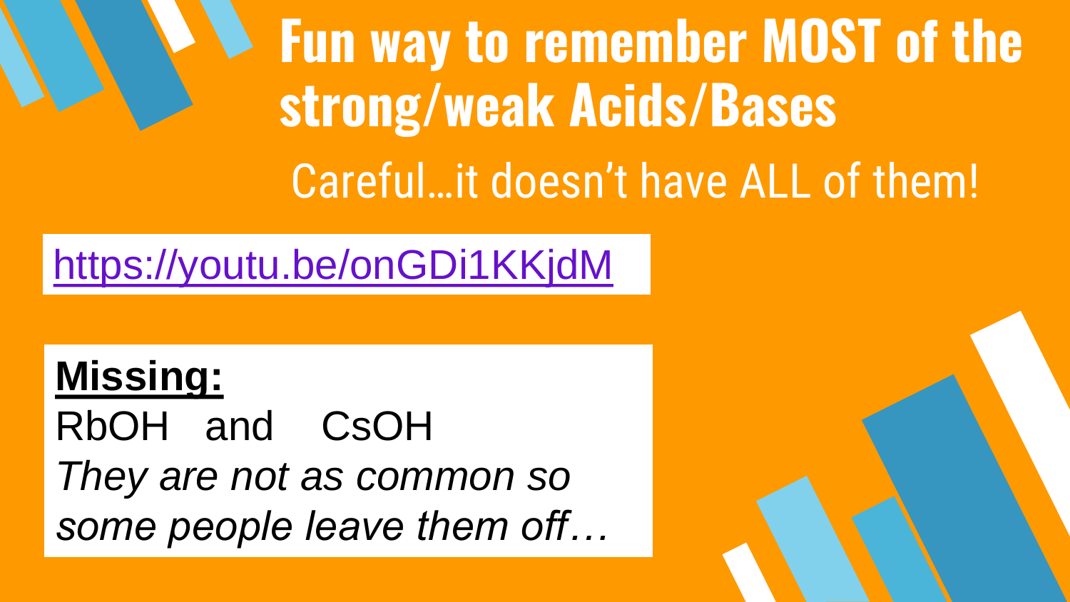# Fun way to remember MOST of the strong/weak Acids/Bases

Careful…it doesn't have ALL of them!

https://youtu.be/onGDi1KKjdM

**Missing:**

RbOH and CsOH

*They are not as common so some people leave them off…*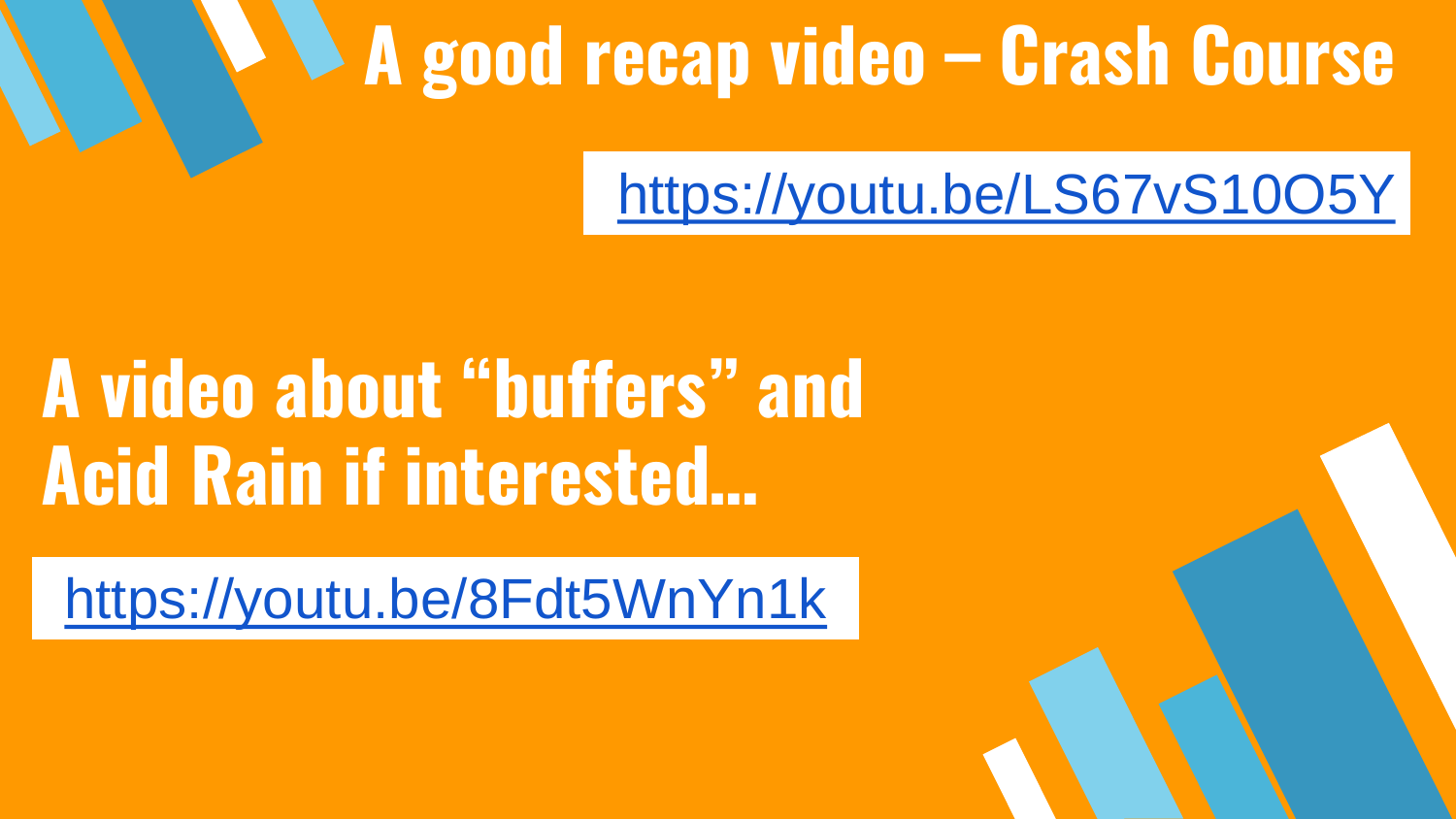# A good recap video – Crash Course

https://youtu.be/LS67vS10O5Y

# A video about “buffers” and Acid Rain if interested…

https://youtu.be/8Fdt5WnYn1k